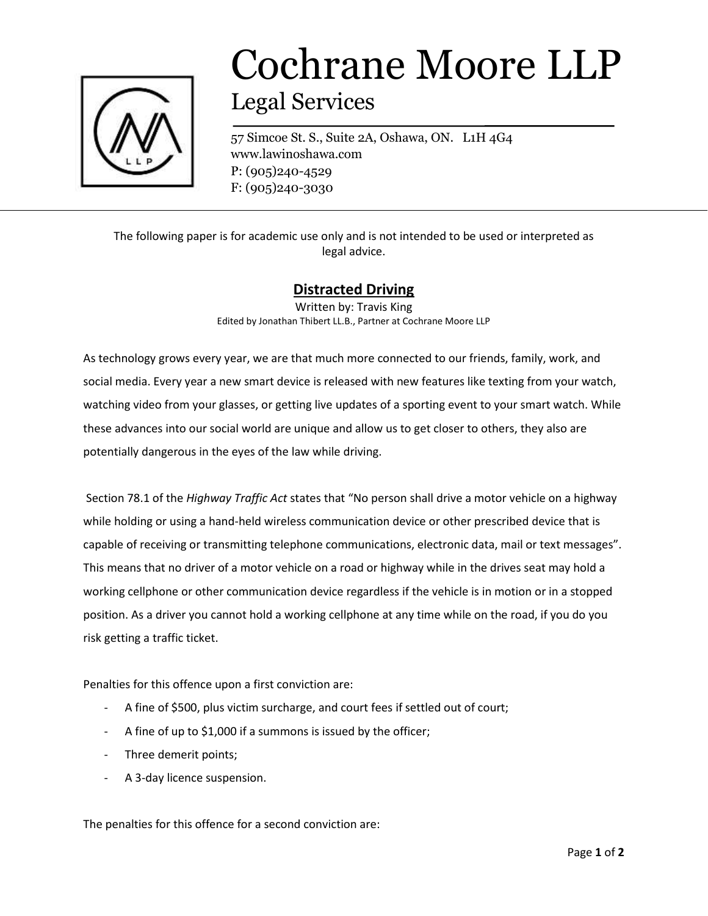# Cochrane Moore LLP

## Legal Services

57 Simcoe St. S., Suite 2A, Oshawa, ON. L1H 4G4
www.lawinoshawa.com
P: (905)240-4529
F: (905)240-3030

The following paper is for academic use only and is not intended to be used or interpreted as legal advice.

## **Distracted Driving**

Written by: Travis King
Edited by Jonathan Thibert LL.B., Partner at Cochrane Moore LLP

As technology grows every year, we are that much more connected to our friends, family, work, and social media. Every year a new smart device is released with new features like texting from your watch, watching video from your glasses, or getting live updates of a sporting event to your smart watch. While these advances into our social world are unique and allow us to get closer to others, they also are potentially dangerous in the eyes of the law while driving.

Section 78.1 of the *Highway Traffic Act* states that "No person shall drive a motor vehicle on a highway while holding or using a hand-held wireless communication device or other prescribed device that is capable of receiving or transmitting telephone communications, electronic data, mail or text messages". This means that no driver of a motor vehicle on a road or highway while in the drives seat may hold a working cellphone or other communication device regardless if the vehicle is in motion or in a stopped position. As a driver you cannot hold a working cellphone at any time while on the road, if you do you risk getting a traffic ticket.

Penalties for this offence upon a first conviction are:

- A fine of $500, plus victim surcharge, and court fees if settled out of court;
- A fine of up to $1,000 if a summons is issued by the officer;
- Three demerit points;
- A 3-day licence suspension.

The penalties for this offence for a second conviction are: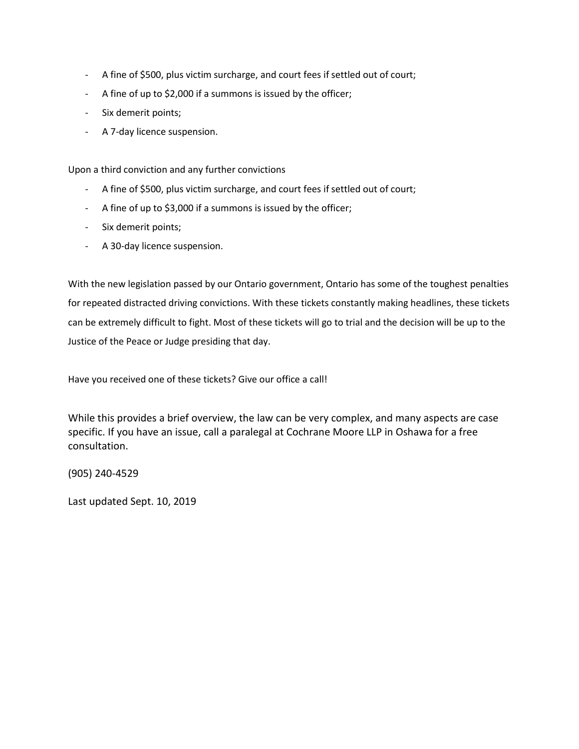- A fine of $500, plus victim surcharge, and court fees if settled out of court;
- A fine of up to $2,000 if a summons is issued by the officer;
- Six demerit points;
- A 7-day licence suspension.

Upon a third conviction and any further convictions

- A fine of $500, plus victim surcharge, and court fees if settled out of court;
- A fine of up to $3,000 if a summons is issued by the officer;
- Six demerit points;
- A 30-day licence suspension.

With the new legislation passed by our Ontario government, Ontario has some of the toughest penalties for repeated distracted driving convictions. With these tickets constantly making headlines, these tickets can be extremely difficult to fight. Most of these tickets will go to trial and the decision will be up to the Justice of the Peace or Judge presiding that day.

Have you received one of these tickets? Give our office a call!

While this provides a brief overview, the law can be very complex, and many aspects are case specific. If you have an issue, call a paralegal at Cochrane Moore LLP in Oshawa for a free consultation.

(905) 240-4529

Last updated Sept. 10, 2019